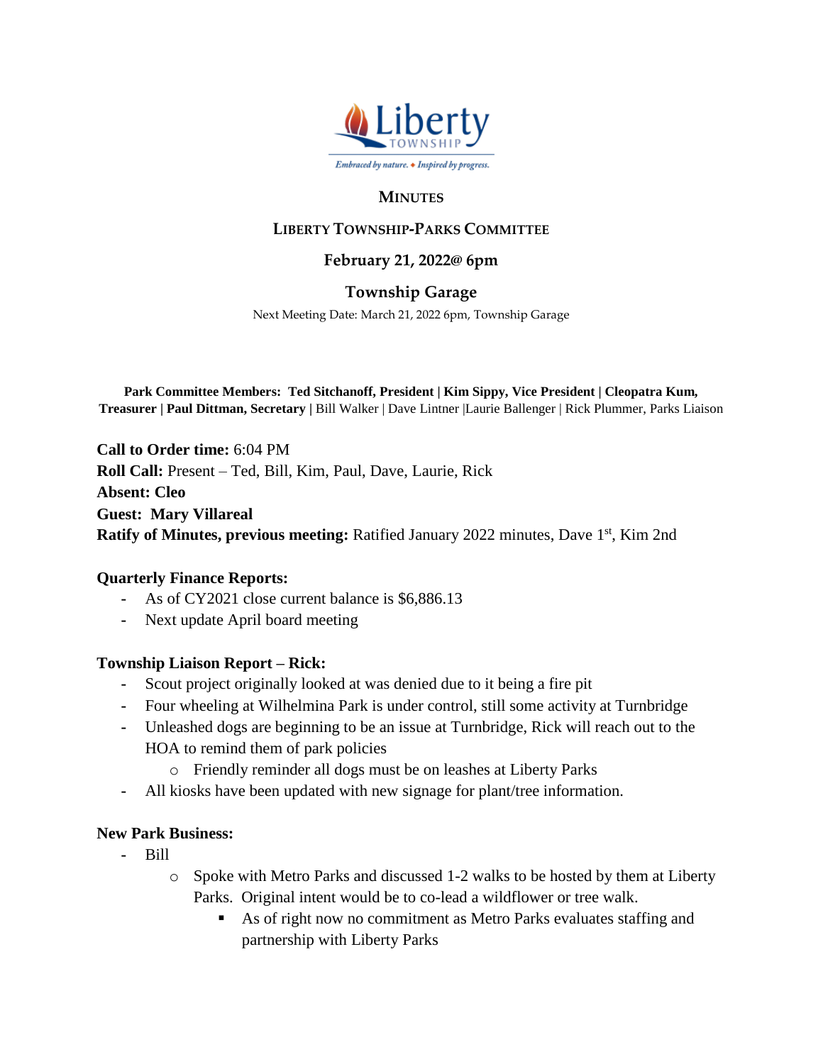Liberty TOWNSHIP

*Embraced by nature. ◆ Inspired by progress.*

# MINUTES

## LIBERTY TOWNSHIP-PARKS COMMITTEE

### February 21, 2022@ 6pm

### Township Garage

Next Meeting Date: March 21, 2022 6pm, Township Garage

**Park Committee Members: Ted Sitchanoff, President | Kim Sippy, Vice President | Cleopatra Kum, Treasurer | Paul Dittman, Secretary |** Bill Walker | Dave Lintner |Laurie Ballenger | Rick Plummer, Parks Liaison

**Call to Order time:** 6:04 PM
**Roll Call:** Present – Ted, Bill, Kim, Paul, Dave, Laurie, Rick
**Absent: Cleo**
**Guest: Mary Villareal**
**Ratify of Minutes, previous meeting:** Ratified January 2022 minutes, Dave 1st, Kim 2nd

**Quarterly Finance Reports:**

- As of CY2021 close current balance is $6,886.13
- Next update April board meeting

**Township Liaison Report – Rick:**

- Scout project originally looked at was denied due to it being a fire pit
- Four wheeling at Wilhelmina Park is under control, still some activity at Turnbridge
- Unleashed dogs are beginning to be an issue at Turnbridge, Rick will reach out to the HOA to remind them of park policies
  - Friendly reminder all dogs must be on leashes at Liberty Parks
- All kiosks have been updated with new signage for plant/tree information.

**New Park Business:**

- Bill
  - Spoke with Metro Parks and discussed 1-2 walks to be hosted by them at Liberty Parks. Original intent would be to co-lead a wildflower or tree walk.
    - As of right now no commitment as Metro Parks evaluates staffing and partnership with Liberty Parks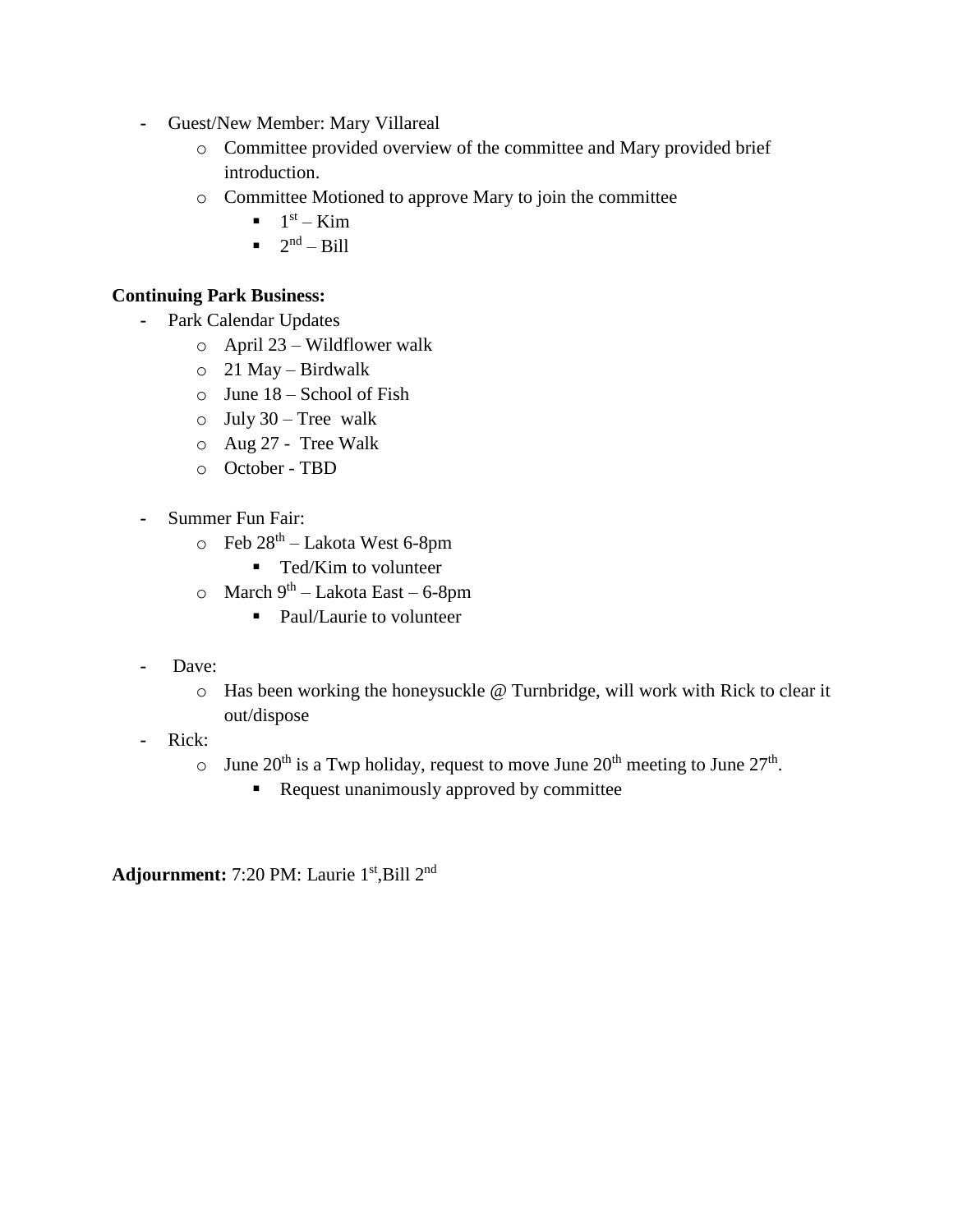- Guest/New Member: Mary Villareal
  - Committee provided overview of the committee and Mary provided brief introduction.
  - Committee Motioned to approve Mary to join the committee
    - 1st – Kim
    - 2nd – Bill

**Continuing Park Business:**

- Park Calendar Updates
  - April 23 – Wildflower walk
  - 21 May – Birdwalk
  - June 18 – School of Fish
  - July 30 – Tree walk
  - Aug 27 - Tree Walk
  - October - TBD

- Summer Fun Fair:
  - Feb 28th – Lakota West 6-8pm
    - Ted/Kim to volunteer
  - March 9th – Lakota East – 6-8pm
    - Paul/Laurie to volunteer

- Dave:
  - Has been working the honeysuckle @ Turnbridge, will work with Rick to clear it out/dispose
- Rick:
  - June 20th is a Twp holiday, request to move June 20th meeting to June 27th.
    - Request unanimously approved by committee

**Adjournment:** 7:20 PM: Laurie 1st,Bill 2nd